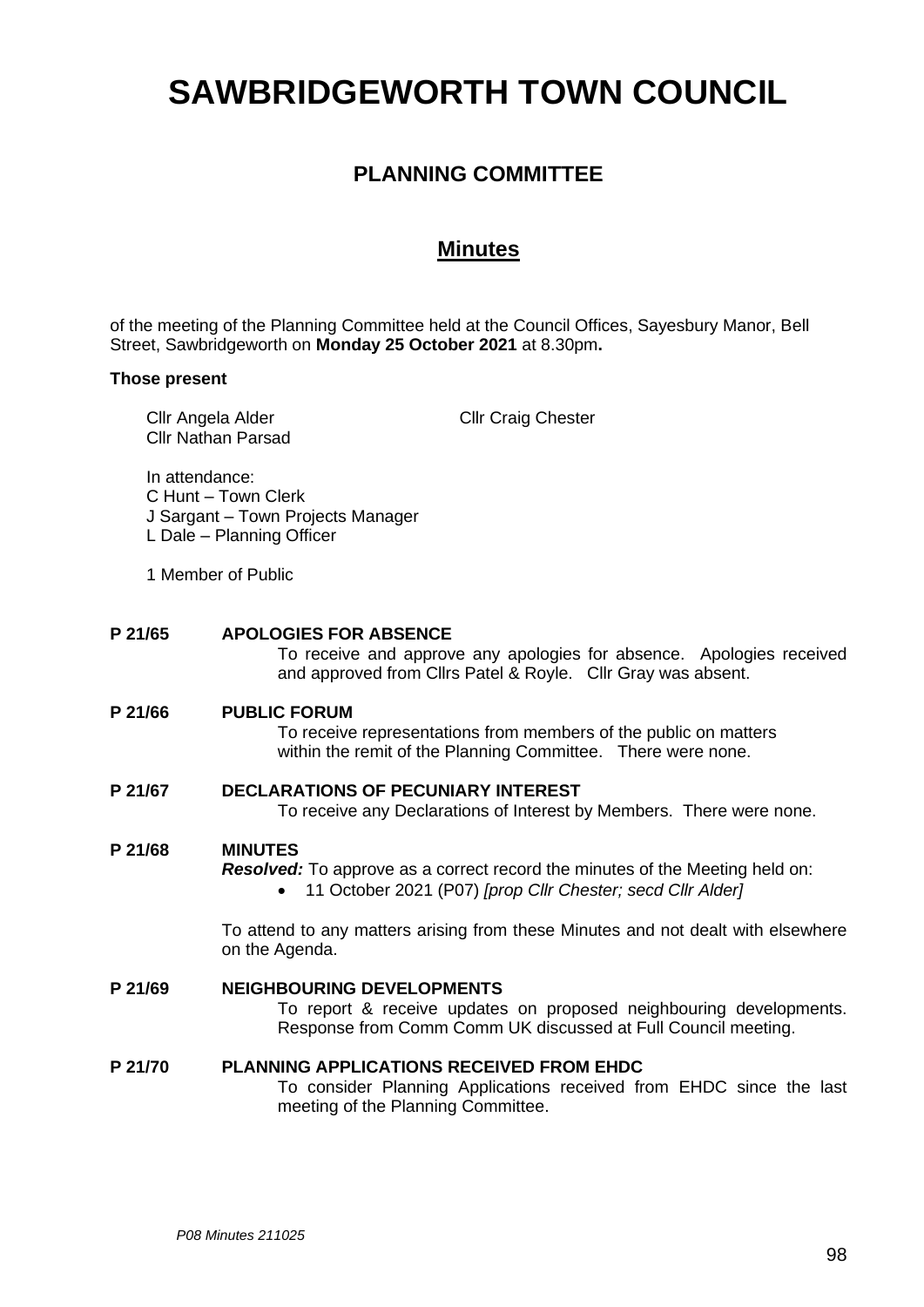# SAWBRIDGEWORTH TOWN COUNCIL

## PLANNING COMMITTEE

## Minutes

of the meeting of the Planning Committee held at the Council Offices, Sayesbury Manor, Bell Street, Sawbridgeworth on **Monday 25 October 2021** at 8.30pm**.**

**Those present**

Cllr Angela Alder
Cllr Craig Chester
Cllr Nathan Parsad

In attendance:
C Hunt – Town Clerk
J Sargant – Town Projects Manager
L Dale – Planning Officer

1 Member of Public

**P 21/65 APOLOGIES FOR ABSENCE**

To receive and approve any apologies for absence. Apologies received and approved from Cllrs Patel & Royle. Cllr Gray was absent.

**P 21/66 PUBLIC FORUM**

To receive representations from members of the public on matters within the remit of the Planning Committee. There were none.

**P 21/67 DECLARATIONS OF PECUNIARY INTEREST**

To receive any Declarations of Interest by Members. There were none.

**P 21/68 MINUTES**

***Resolved:*** To approve as a correct record the minutes of the Meeting held on:

- 11 October 2021 (P07) *[prop Cllr Chester; secd Cllr Alder]*

To attend to any matters arising from these Minutes and not dealt with elsewhere on the Agenda.

**P 21/69 NEIGHBOURING DEVELOPMENTS**

To report & receive updates on proposed neighbouring developments. Response from Comm Comm UK discussed at Full Council meeting.

**P 21/70 PLANNING APPLICATIONS RECEIVED FROM EHDC**

To consider Planning Applications received from EHDC since the last meeting of the Planning Committee.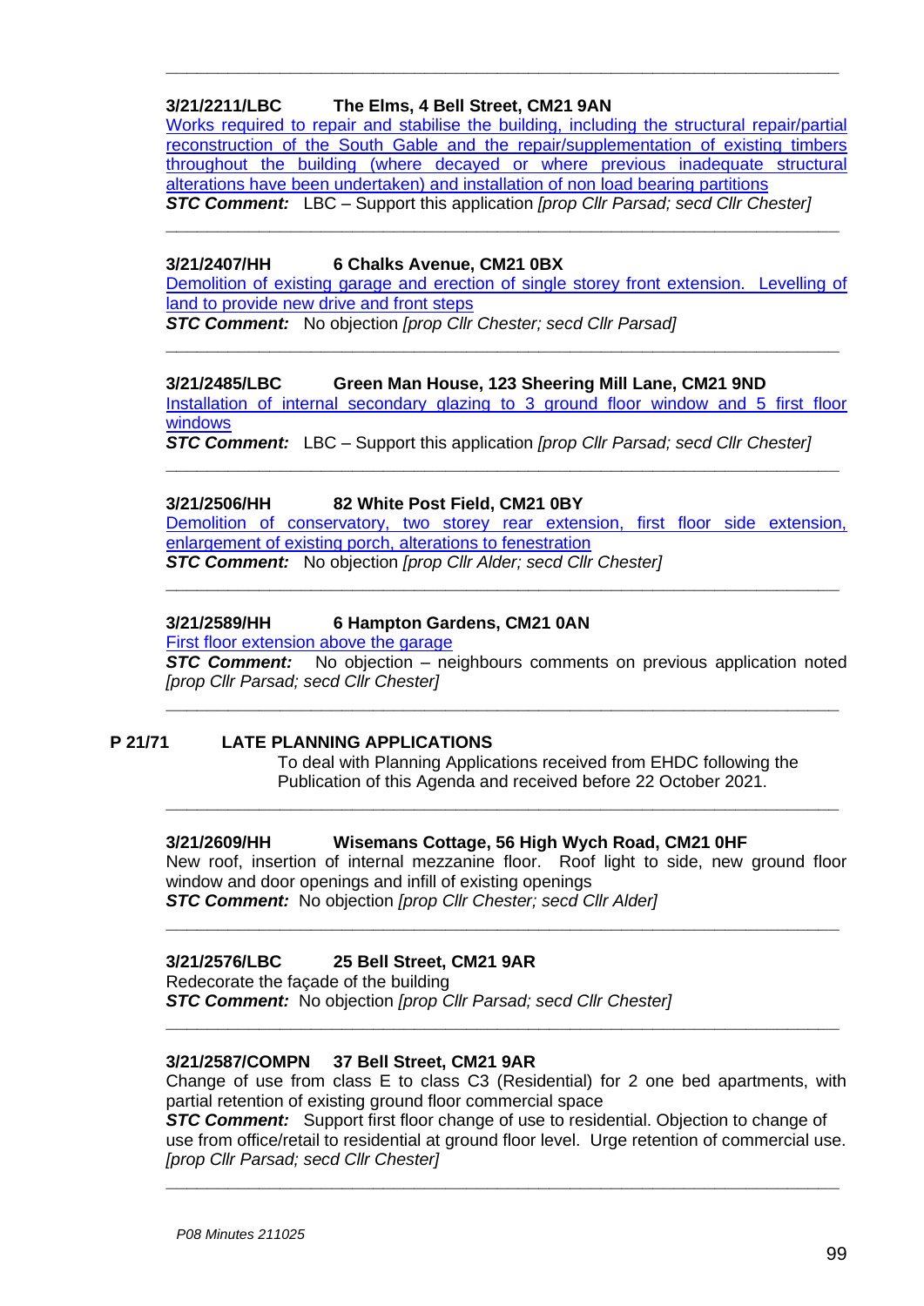---

**3/21/2211/LBC The Elms, 4 Bell Street, CM21 9AN**

Works required to repair and stabilise the building, including the structural repair/partial reconstruction of the South Gable and the repair/supplementation of existing timbers throughout the building (where decayed or where previous inadequate structural alterations have been undertaken) and installation of non load bearing partitions

***STC Comment:*** LBC – Support this application *[prop Cllr Parsad; secd Cllr Chester]*

---

**3/21/2407/HH 6 Chalks Avenue, CM21 0BX**

Demolition of existing garage and erection of single storey front extension. Levelling of land to provide new drive and front steps

***STC Comment:*** No objection *[prop Cllr Chester; secd Cllr Parsad]*

---

**3/21/2485/LBC Green Man House, 123 Sheering Mill Lane, CM21 9ND**

Installation of internal secondary glazing to 3 ground floor window and 5 first floor windows

***STC Comment:*** LBC – Support this application *[prop Cllr Parsad; secd Cllr Chester]*

---

**3/21/2506/HH 82 White Post Field, CM21 0BY**

Demolition of conservatory, two storey rear extension, first floor side extension, enlargement of existing porch, alterations to fenestration

***STC Comment:*** No objection *[prop Cllr Alder; secd Cllr Chester]*

---

**3/21/2589/HH 6 Hampton Gardens, CM21 0AN**

First floor extension above the garage

***STC Comment:*** No objection – neighbours comments on previous application noted *[prop Cllr Parsad; secd Cllr Chester]*

---

**P 21/71 LATE PLANNING APPLICATIONS**

To deal with Planning Applications received from EHDC following the Publication of this Agenda and received before 22 October 2021.

---

**3/21/2609/HH Wisemans Cottage, 56 High Wych Road, CM21 0HF**

New roof, insertion of internal mezzanine floor. Roof light to side, new ground floor window and door openings and infill of existing openings

***STC Comment:*** No objection *[prop Cllr Chester; secd Cllr Alder]*

---

**3/21/2576/LBC 25 Bell Street, CM21 9AR**

Redecorate the façade of the building

***STC Comment:*** No objection *[prop Cllr Parsad; secd Cllr Chester]*

---

**3/21/2587/COMPN 37 Bell Street, CM21 9AR**

Change of use from class E to class C3 (Residential) for 2 one bed apartments, with partial retention of existing ground floor commercial space

***STC Comment:*** Support first floor change of use to residential. Objection to change of use from office/retail to residential at ground floor level. Urge retention of commercial use. *[prop Cllr Parsad; secd Cllr Chester]*

---

*P08 Minutes 211025*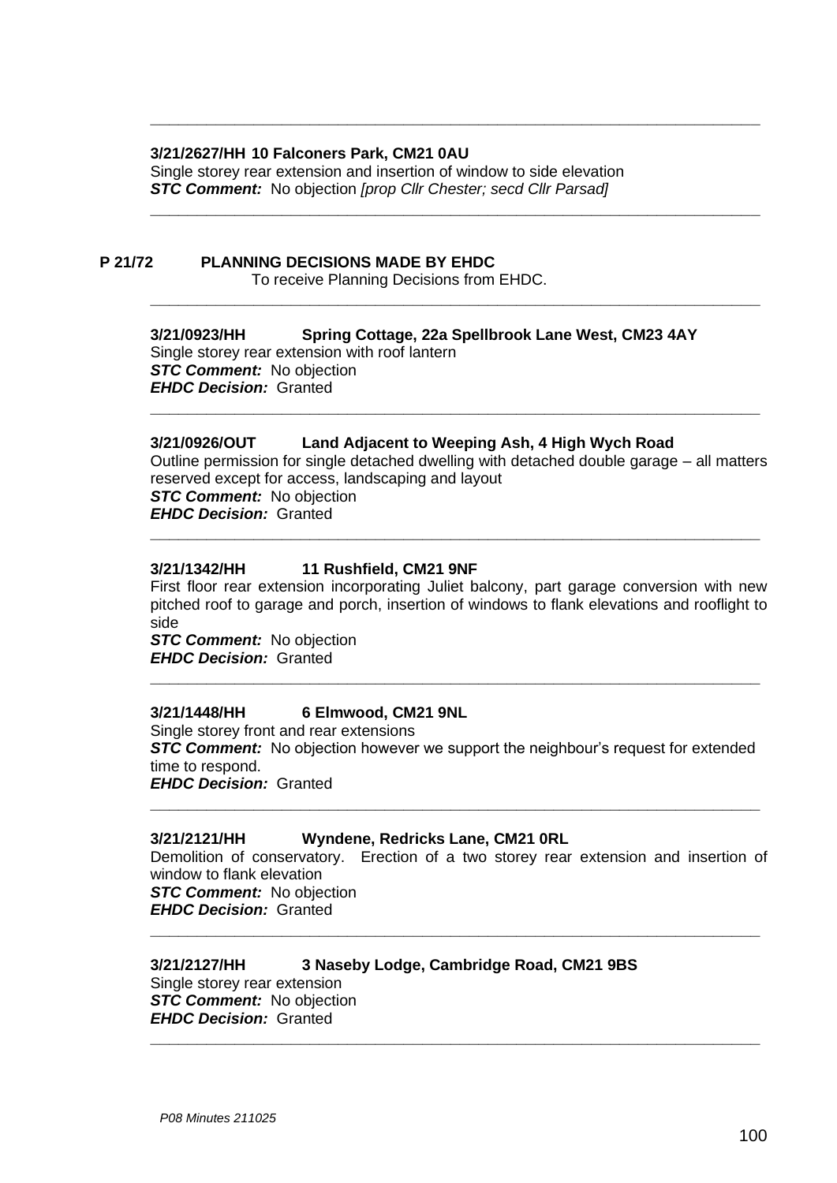**3/21/2627/HH 10 Falconers Park, CM21 0AU**
Single storey rear extension and insertion of window to side elevation
***STC Comment:*** No objection *[prop Cllr Chester; secd Cllr Parsad]*

---

## P 21/72 PLANNING DECISIONS MADE BY EHDC

To receive Planning Decisions from EHDC.

---

**3/21/0923/HH Spring Cottage, 22a Spellbrook Lane West, CM23 4AY**
Single storey rear extension with roof lantern
***STC Comment:*** No objection
***EHDC Decision:*** Granted

---

**3/21/0926/OUT Land Adjacent to Weeping Ash, 4 High Wych Road**
Outline permission for single detached dwelling with detached double garage – all matters reserved except for access, landscaping and layout
***STC Comment:*** No objection
***EHDC Decision:*** Granted

---

**3/21/1342/HH 11 Rushfield, CM21 9NF**
First floor rear extension incorporating Juliet balcony, part garage conversion with new pitched roof to garage and porch, insertion of windows to flank elevations and rooflight to side
***STC Comment:*** No objection
***EHDC Decision:*** Granted

---

**3/21/1448/HH 6 Elmwood, CM21 9NL**
Single storey front and rear extensions
***STC Comment:*** No objection however we support the neighbour's request for extended time to respond.
***EHDC Decision:*** Granted

---

**3/21/2121/HH Wyndene, Redricks Lane, CM21 0RL**
Demolition of conservatory. Erection of a two storey rear extension and insertion of window to flank elevation
***STC Comment:*** No objection
***EHDC Decision:*** Granted

---

**3/21/2127/HH 3 Naseby Lodge, Cambridge Road, CM21 9BS**
Single storey rear extension
***STC Comment:*** No objection
***EHDC Decision:*** Granted

---

*P08 Minutes 211025*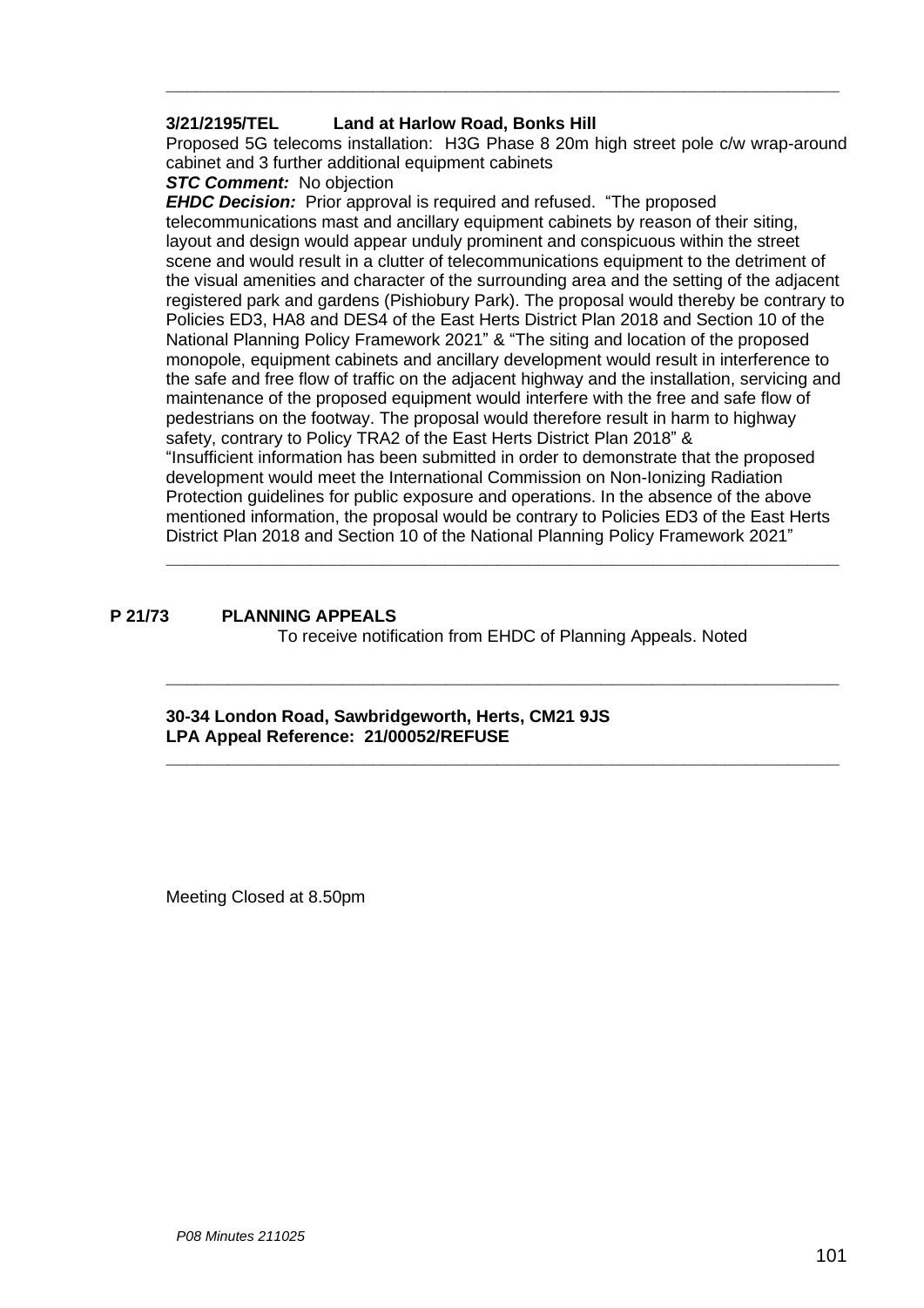---

**3/21/2195/TEL Land at Harlow Road, Bonks Hill**

Proposed 5G telecoms installation: H3G Phase 8 20m high street pole c/w wrap-around cabinet and 3 further additional equipment cabinets

***STC Comment:*** No objection

***EHDC Decision:*** Prior approval is required and refused. "The proposed telecommunications mast and ancillary equipment cabinets by reason of their siting, layout and design would appear unduly prominent and conspicuous within the street scene and would result in a clutter of telecommunications equipment to the detriment of the visual amenities and character of the surrounding area and the setting of the adjacent registered park and gardens (Pishiobury Park). The proposal would thereby be contrary to Policies ED3, HA8 and DES4 of the East Herts District Plan 2018 and Section 10 of the National Planning Policy Framework 2021" & "The siting and location of the proposed monopole, equipment cabinets and ancillary development would result in interference to the safe and free flow of traffic on the adjacent highway and the installation, servicing and maintenance of the proposed equipment would interfere with the free and safe flow of pedestrians on the footway. The proposal would therefore result in harm to highway safety, contrary to Policy TRA2 of the East Herts District Plan 2018" & "Insufficient information has been submitted in order to demonstrate that the proposed development would meet the International Commission on Non-Ionizing Radiation Protection guidelines for public exposure and operations. In the absence of the above mentioned information, the proposal would be contrary to Policies ED3 of the East Herts District Plan 2018 and Section 10 of the National Planning Policy Framework 2021"

---

**P 21/73 PLANNING APPEALS**

To receive notification from EHDC of Planning Appeals. Noted

---

**30-34 London Road, Sawbridgeworth, Herts, CM21 9JS**
**LPA Appeal Reference: 21/00052/REFUSE**

---

Meeting Closed at 8.50pm